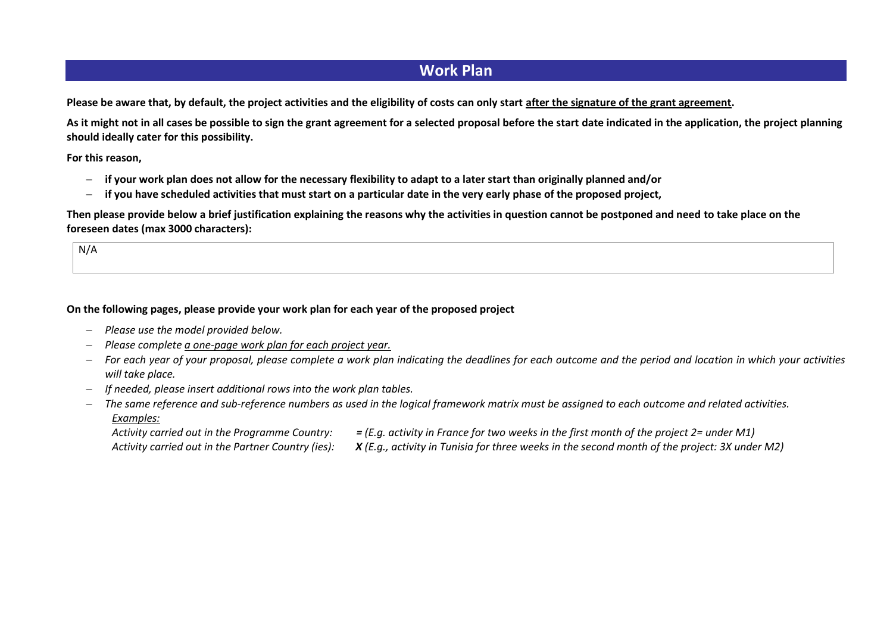# Work Plan

**Please be aware that, by default, the project activities and the eligibility of costs can only start <u>after the signature of the grant agreement</u>.**

**As it might not in all cases be possible to sign the grant agreement for a selected proposal before the start date indicated in the application, the project planning should ideally cater for this possibility.**

**For this reason,**

- **if your work plan does not allow for the necessary flexibility to adapt to a later start than originally planned and/or**
- **if you have scheduled activities that must start on a particular date in the very early phase of the proposed project,**

**Then please provide below a brief justification explaining the reasons why the activities in question cannot be postponed and need to take place on the foreseen dates (max 3000 characters):**

| N/A |
|---|

**On the following pages, please provide your work plan for each year of the proposed project**

- *Please use the model provided below.*
- *Please complete <u>a one-page work plan for each project year.</u>*
- *For each year of your proposal, please complete a work plan indicating the deadlines for each outcome and the period and location in which your activities will take place.*
- *If needed, please insert additional rows into the work plan tables.*
- *The same reference and sub-reference numbers as used in the logical framework matrix must be assigned to each outcome and related activities.*
  *<u>Examples:</u>*
  *Activity carried out in the Programme Country:* ***=*** *(E.g. activity in France for two weeks in the first month of the project 2= under M1)*
  *Activity carried out in the Partner Country (ies):* ***X*** *(E.g., activity in Tunisia for three weeks in the second month of the project: 3X under M2)*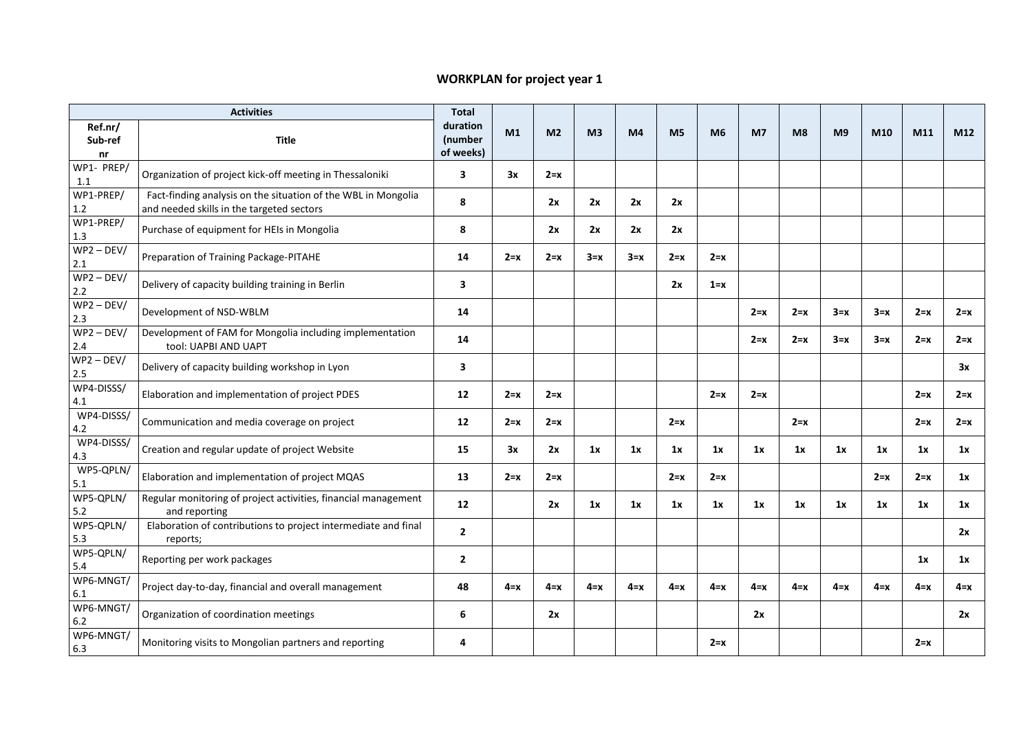## WORKPLAN for project year 1

| Activities | | Total duration (number of weeks) | M1 | M2 | M3 | M4 | M5 | M6 | M7 | M8 | M9 | M10 | M11 | M12 |
|---|---|---|---|---|---|---|---|---|---|---|---|---|---|---|
| Ref.nr/ Sub-ref nr | Title | | | | | | | | | | | | | |
| WP1- PREP/ 1.1 | Organization of project kick-off meeting in Thessaloniki | **3** | **3x** | **2=x** | | | | | | | | | | |
| WP1-PREP/ 1.2 | Fact-finding analysis on the situation of the WBL in Mongolia and needed skills in the targeted sectors | **8** | | **2x** | **2x** | **2x** | **2x** | | | | | | | |
| WP1-PREP/ 1.3 | Purchase of equipment for HEIs in Mongolia | **8** | | **2x** | **2x** | **2x** | **2x** | | | | | | | |
| WP2 – DEV/ 2.1 | Preparation of Training Package-PITAHE | **14** | **2=x** | **2=x** | **3=x** | **3=x** | **2=x** | **2=x** | | | | | | |
| WP2 – DEV/ 2.2 | Delivery of capacity building training in Berlin | **3** | | | | | **2x** | **1=x** | | | | | | |
| WP2 – DEV/ 2.3 | Development of NSD-WBLM | **14** | | | | | | | **2=x** | **2=x** | **3=x** | **3=x** | **2=x** | **2=x** |
| WP2 – DEV/ 2.4 | Development of FAM for Mongolia including implementation tool: UAPBI AND UAPT | **14** | | | | | | | **2=x** | **2=x** | **3=x** | **3=x** | **2=x** | **2=x** |
| WP2 – DEV/ 2.5 | Delivery of capacity building workshop in Lyon | **3** | | | | | | | | | | | | **3x** |
| WP4-DISSS/ 4.1 | Elaboration and implementation of project PDES | **12** | **2=x** | **2=x** | | | | **2=x** | **2=x** | | | | **2=x** | **2=x** |
| WP4-DISSS/ 4.2 | Communication and media coverage on project | **12** | **2=x** | **2=x** | | | **2=x** | | | **2=x** | | | **2=x** | **2=x** |
| WP4-DISSS/ 4.3 | Creation and regular update of project Website | **15** | **3x** | **2x** | **1x** | **1x** | **1x** | **1x** | **1x** | **1x** | **1x** | **1x** | **1x** | **1x** |
| WP5-QPLN/ 5.1 | Elaboration and implementation of project MQAS | **13** | **2=x** | **2=x** | | | **2=x** | **2=x** | | | | **2=x** | **2=x** | **1x** |
| WP5-QPLN/ 5.2 | Regular monitoring of project activities, financial management and reporting | **12** | | **2x** | **1x** | **1x** | **1x** | **1x** | **1x** | **1x** | **1x** | **1x** | **1x** | **1x** |
| WP5-QPLN/ 5.3 | Elaboration of contributions to project intermediate and final reports; | **2** | | | | | | | | | | | | **2x** |
| WP5-QPLN/ 5.4 | Reporting per work packages | **2** | | | | | | | | | | | **1x** | **1x** |
| WP6-MNGT/ 6.1 | Project day-to-day, financial and overall management | **48** | **4=x** | **4=x** | **4=x** | **4=x** | **4=x** | **4=x** | **4=x** | **4=x** | **4=x** | **4=x** | **4=x** | **4=x** |
| WP6-MNGT/ 6.2 | Organization of coordination meetings | **6** | | **2x** | | | | | **2x** | | | | | **2x** |
| WP6-MNGT/ 6.3 | Monitoring visits to Mongolian partners and reporting | **4** | | | | | | **2=x** | | | | | **2=x** | |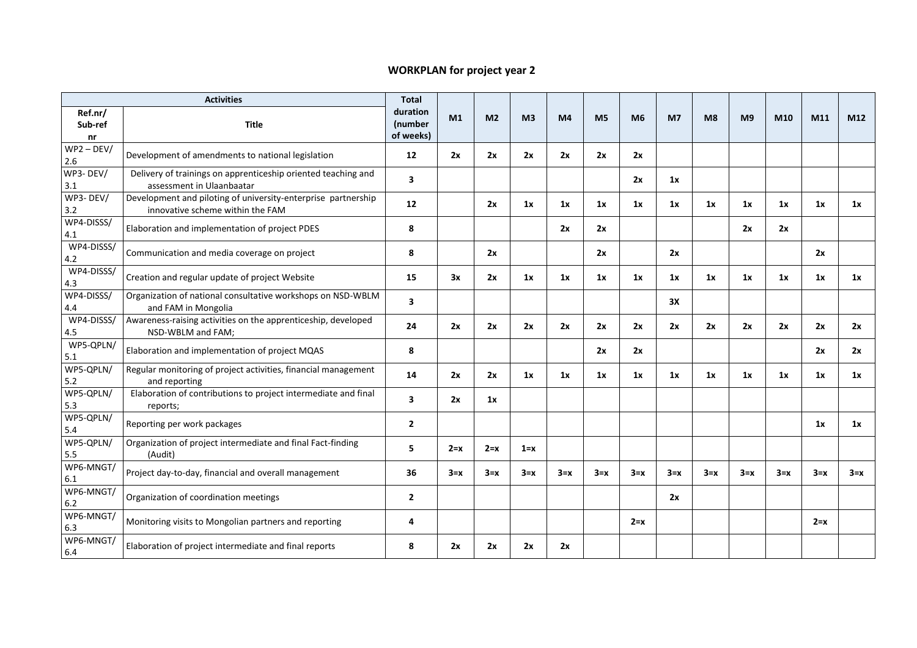## WORKPLAN for project year 2

| Activities | | Total duration (number of weeks) | M1 | M2 | M3 | M4 | M5 | M6 | M7 | M8 | M9 | M10 | M11 | M12 |
|---|---|---|---|---|---|---|---|---|---|---|---|---|---|---|
| Ref.nr/ Sub-ref nr | Title | | | | | | | | | | | | | |
| WP2 – DEV/ 2.6 | Development of amendments to national legislation | 12 | 2x | 2x | 2x | 2x | 2x | 2x | | | | | | |
| WP3- DEV/ 3.1 | Delivery of trainings on apprenticeship oriented teaching and assessment in Ulaanbaatar | 3 | | | | | | 2x | 1x | | | | | |
| WP3- DEV/ 3.2 | Development and piloting of university-enterprise partnership innovative scheme within the FAM | 12 | | 2x | 1x | 1x | 1x | 1x | 1x | 1x | 1x | 1x | 1x | 1x |
| WP4-DISSS/ 4.1 | Elaboration and implementation of project PDES | 8 | | | | 2x | 2x | | | | 2x | 2x | | |
| WP4-DISSS/ 4.2 | Communication and media coverage on project | 8 | | 2x | | | 2x | | 2x | | | | 2x | |
| WP4-DISSS/ 4.3 | Creation and regular update of project Website | 15 | 3x | 2x | 1x | 1x | 1x | 1x | 1x | 1x | 1x | 1x | 1x | 1x |
| WP4-DISSS/ 4.4 | Organization of national consultative workshops on NSD-WBLM and FAM in Mongolia | 3 | | | | | | | 3X | | | | | |
| WP4-DISSS/ 4.5 | Awareness-raising activities on the apprenticeship, developed NSD-WBLM and FAM; | 24 | 2x | 2x | 2x | 2x | 2x | 2x | 2x | 2x | 2x | 2x | 2x | 2x |
| WP5-QPLN/ 5.1 | Elaboration and implementation of project MQAS | 8 | | | | | 2x | 2x | | | | | 2x | 2x |
| WP5-QPLN/ 5.2 | Regular monitoring of project activities, financial management and reporting | 14 | 2x | 2x | 1x | 1x | 1x | 1x | 1x | 1x | 1x | 1x | 1x | 1x |
| WP5-QPLN/ 5.3 | Elaboration of contributions to project intermediate and final reports; | 3 | 2x | 1x | | | | | | | | | | |
| WP5-QPLN/ 5.4 | Reporting per work packages | 2 | | | | | | | | | | | 1x | 1x |
| WP5-QPLN/ 5.5 | Organization of project intermediate and final Fact-finding (Audit) | 5 | 2=x | 2=x | 1=x | | | | | | | | | |
| WP6-MNGT/ 6.1 | Project day-to-day, financial and overall management | 36 | 3=x | 3=x | 3=x | 3=x | 3=x | 3=x | 3=x | 3=x | 3=x | 3=x | 3=x | 3=x |
| WP6-MNGT/ 6.2 | Organization of coordination meetings | 2 | | | | | | | 2x | | | | | |
| WP6-MNGT/ 6.3 | Monitoring visits to Mongolian partners and reporting | 4 | | | | | | 2=x | | | | | 2=x | |
| WP6-MNGT/ 6.4 | Elaboration of project intermediate and final reports | 8 | 2x | 2x | 2x | 2x | | | | | | | | |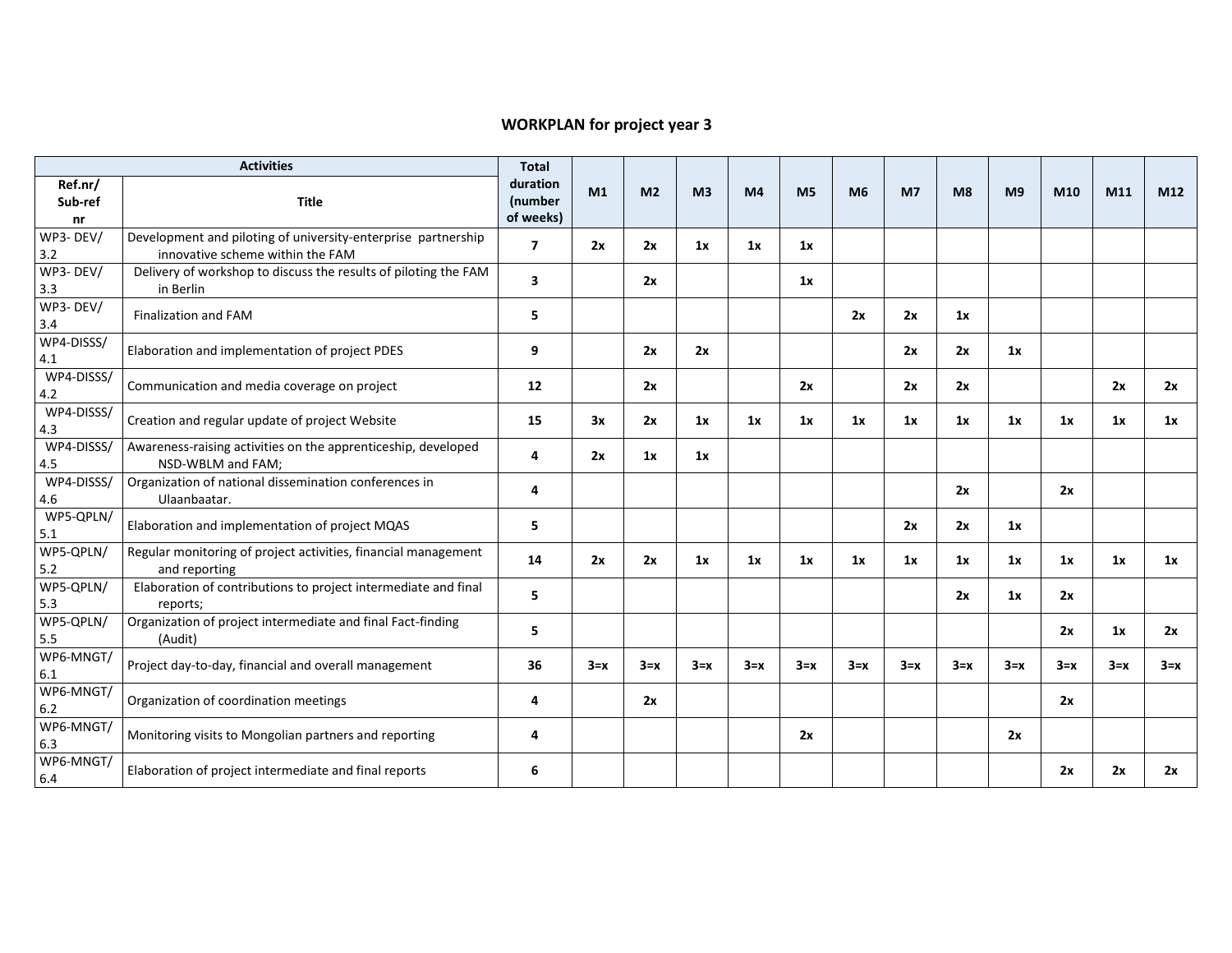## WORKPLAN for project year 3

| Activities | | Total duration (number of weeks) | M1 | M2 | M3 | M4 | M5 | M6 | M7 | M8 | M9 | M10 | M11 | M12 |
|---|---|---|---|---|---|---|---|---|---|---|---|---|---|---|
| Ref.nr/ Sub-ref nr | Title | | | | | | | | | | | | | |
| WP3- DEV/ 3.2 | Development and piloting of university-enterprise partnership innovative scheme within the FAM | 7 | 2x | 2x | 1x | 1x | 1x | | | | | | | |
| WP3- DEV/ 3.3 | Delivery of workshop to discuss the results of piloting the FAM in Berlin | 3 | | 2x | | | 1x | | | | | | | |
| WP3- DEV/ 3.4 | Finalization and FAM | 5 | | | | | | 2x | 2x | 1x | | | | |
| WP4-DISSS/ 4.1 | Elaboration and implementation of project PDES | 9 | | 2x | 2x | | | | 2x | 2x | 1x | | | |
| WP4-DISSS/ 4.2 | Communication and media coverage on project | 12 | | 2x | | | 2x | | 2x | 2x | | | 2x | 2x |
| WP4-DISSS/ 4.3 | Creation and regular update of project Website | 15 | 3x | 2x | 1x | 1x | 1x | 1x | 1x | 1x | 1x | 1x | 1x | 1x |
| WP4-DISSS/ 4.5 | Awareness-raising activities on the apprenticeship, developed NSD-WBLM and FAM; | 4 | 2x | 1x | 1x | | | | | | | | | |
| WP4-DISSS/ 4.6 | Organization of national dissemination conferences in Ulaanbaatar. | 4 | | | | | | | | 2x | | 2x | | |
| WP5-QPLN/ 5.1 | Elaboration and implementation of project MQAS | 5 | | | | | | | 2x | 2x | 1x | | | |
| WP5-QPLN/ 5.2 | Regular monitoring of project activities, financial management and reporting | 14 | 2x | 2x | 1x | 1x | 1x | 1x | 1x | 1x | 1x | 1x | 1x | 1x |
| WP5-QPLN/ 5.3 | Elaboration of contributions to project intermediate and final reports; | 5 | | | | | | | | 2x | 1x | 2x | | |
| WP5-QPLN/ 5.5 | Organization of project intermediate and final Fact-finding (Audit) | 5 | | | | | | | | | | 2x | 1x | 2x |
| WP6-MNGT/ 6.1 | Project day-to-day, financial and overall management | 36 | 3=x | 3=x | 3=x | 3=x | 3=x | 3=x | 3=x | 3=x | 3=x | 3=x | 3=x | 3=x |
| WP6-MNGT/ 6.2 | Organization of coordination meetings | 4 | | 2x | | | | | | | | 2x | | |
| WP6-MNGT/ 6.3 | Monitoring visits to Mongolian partners and reporting | 4 | | | | | 2x | | | | 2x | | | |
| WP6-MNGT/ 6.4 | Elaboration of project intermediate and final reports | 6 | | | | | | | | | | 2x | 2x | 2x |